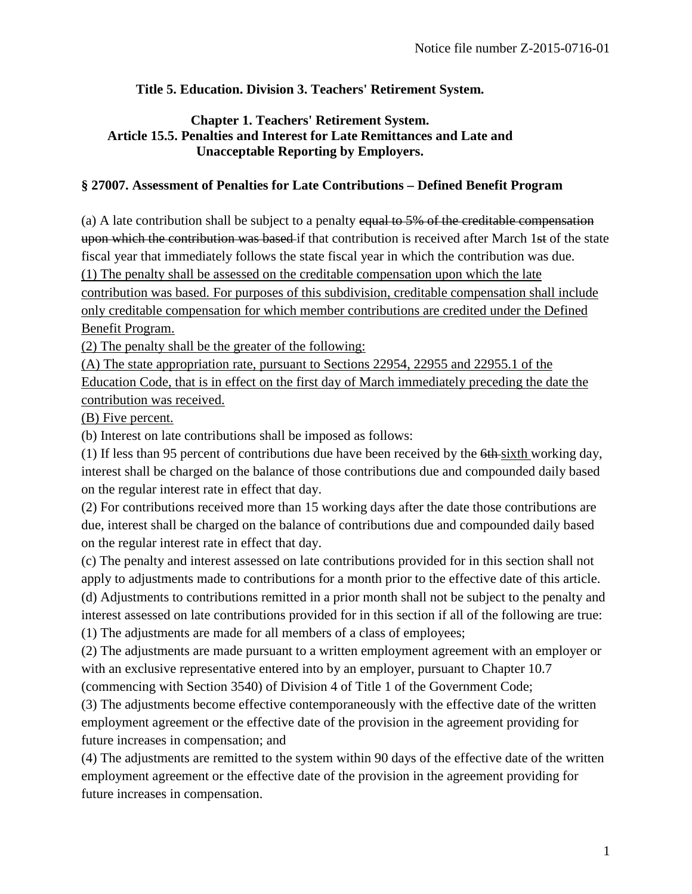Notice file number Z-2015-0716-01

**Title 5. Education. Division 3. Teachers' Retirement System.**

**Chapter 1. Teachers' Retirement System.**
**Article 15.5. Penalties and Interest for Late Remittances and Late and Unacceptable Reporting by Employers.**

**§ 27007. Assessment of Penalties for Late Contributions – Defined Benefit Program**

(a) A late contribution shall be subject to a penalty ~~equal to 5% of the creditable compensation upon which the contribution was based~~ if that contribution is received after March 1~~st~~ of the state fiscal year that immediately follows the state fiscal year in which the contribution was due.

<u>(1) The penalty shall be assessed on the creditable compensation upon which the late contribution was based. For purposes of this subdivision, creditable compensation shall include only creditable compensation for which member contributions are credited under the Defined Benefit Program.</u>

<u>(2) The penalty shall be the greater of the following:</u>

<u>(A) The state appropriation rate, pursuant to Sections 22954, 22955 and 22955.1 of the Education Code, that is in effect on the first day of March immediately preceding the date the contribution was received.</u>

<u>(B) Five percent.</u>

(b) Interest on late contributions shall be imposed as follows:

(1) If less than 95 percent of contributions due have been received by the ~~6th~~ <u>sixth</u> working day, interest shall be charged on the balance of those contributions due and compounded daily based on the regular interest rate in effect that day.

(2) For contributions received more than 15 working days after the date those contributions are due, interest shall be charged on the balance of contributions due and compounded daily based on the regular interest rate in effect that day.

(c) The penalty and interest assessed on late contributions provided for in this section shall not apply to adjustments made to contributions for a month prior to the effective date of this article.

(d) Adjustments to contributions remitted in a prior month shall not be subject to the penalty and interest assessed on late contributions provided for in this section if all of the following are true:

(1) The adjustments are made for all members of a class of employees;

(2) The adjustments are made pursuant to a written employment agreement with an employer or with an exclusive representative entered into by an employer, pursuant to Chapter 10.7 (commencing with Section 3540) of Division 4 of Title 1 of the Government Code;

(3) The adjustments become effective contemporaneously with the effective date of the written employment agreement or the effective date of the provision in the agreement providing for future increases in compensation; and

(4) The adjustments are remitted to the system within 90 days of the effective date of the written employment agreement or the effective date of the provision in the agreement providing for future increases in compensation.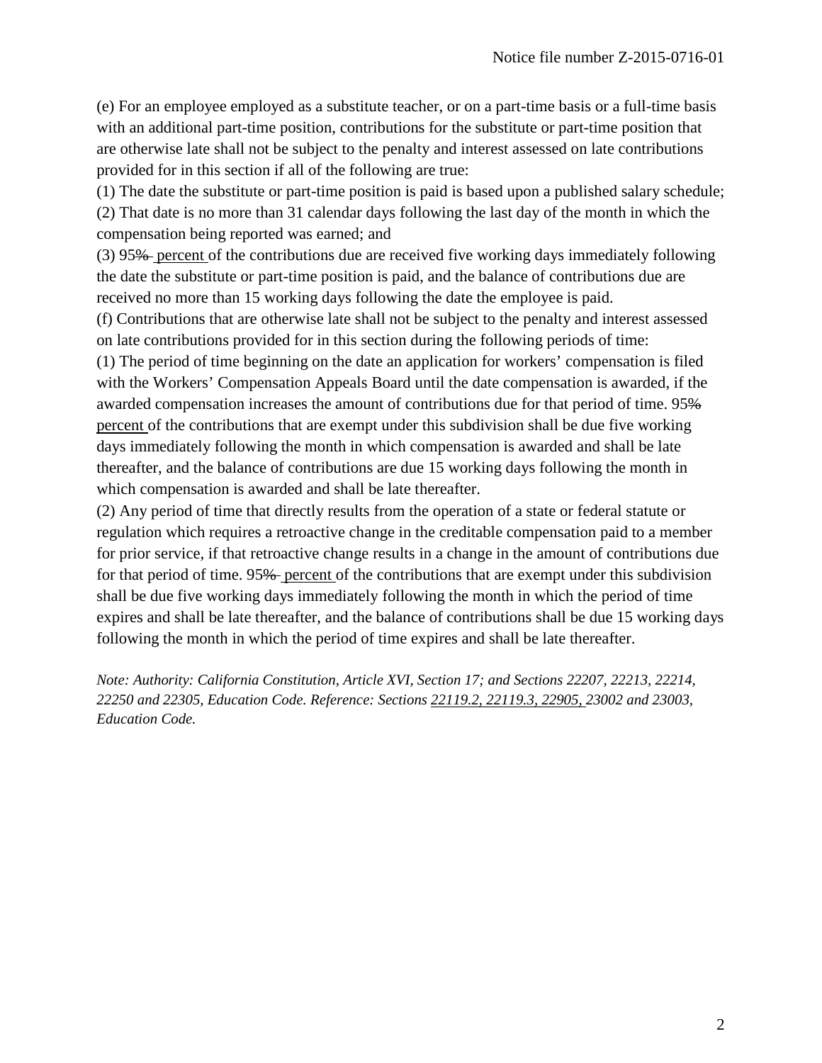(e) For an employee employed as a substitute teacher, or on a part-time basis or a full-time basis with an additional part-time position, contributions for the substitute or part-time position that are otherwise late shall not be subject to the penalty and interest assessed on late contributions provided for in this section if all of the following are true:

(1) The date the substitute or part-time position is paid is based upon a published salary schedule;

(2) That date is no more than 31 calendar days following the last day of the month in which the compensation being reported was earned; and

(3) 95~~%~~ percent of the contributions due are received five working days immediately following the date the substitute or part-time position is paid, and the balance of contributions due are received no more than 15 working days following the date the employee is paid.

(f) Contributions that are otherwise late shall not be subject to the penalty and interest assessed on late contributions provided for in this section during the following periods of time:

(1) The period of time beginning on the date an application for workers' compensation is filed with the Workers' Compensation Appeals Board until the date compensation is awarded, if the awarded compensation increases the amount of contributions due for that period of time. 95~~%~~ percent of the contributions that are exempt under this subdivision shall be due five working days immediately following the month in which compensation is awarded and shall be late thereafter, and the balance of contributions are due 15 working days following the month in which compensation is awarded and shall be late thereafter.

(2) Any period of time that directly results from the operation of a state or federal statute or regulation which requires a retroactive change in the creditable compensation paid to a member for prior service, if that retroactive change results in a change in the amount of contributions due for that period of time. 95~~%~~ percent of the contributions that are exempt under this subdivision shall be due five working days immediately following the month in which the period of time expires and shall be late thereafter, and the balance of contributions shall be due 15 working days following the month in which the period of time expires and shall be late thereafter.

*Note: Authority: California Constitution, Article XVI, Section 17; and Sections 22207, 22213, 22214, 22250 and 22305, Education Code. Reference: Sections 22119.2, 22119.3, 22905, 23002 and 23003, Education Code.*